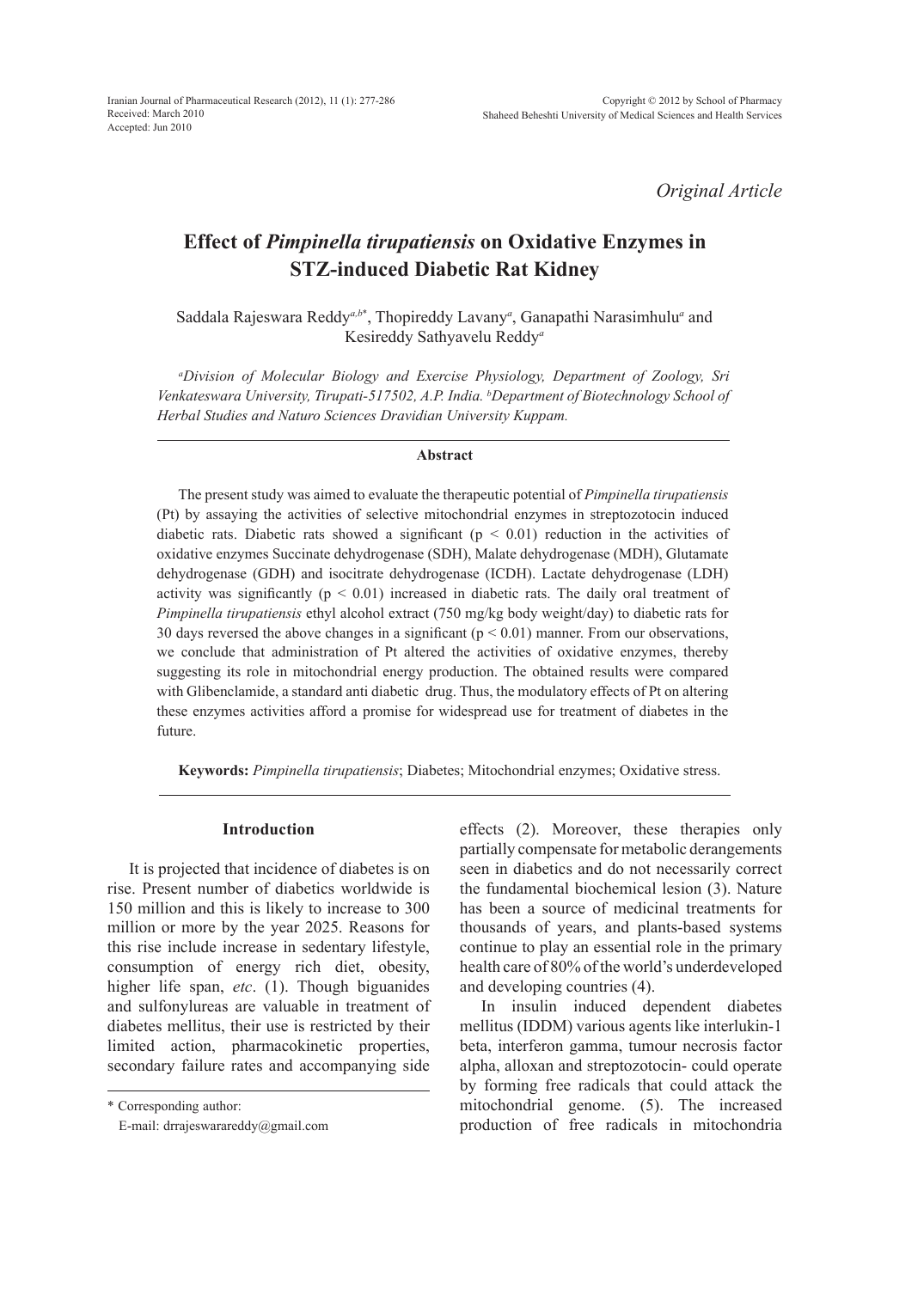*Original Article*

# Effect of *Pimpinella tirupatiensis* on Oxidative Enzymes in STZ-induced Diabetic Rat Kidney

Saddala Rajeswara Reddy[a,b*], Thopireddy Lavany[a], Ganapathi Narasimhulu[a] and Kesireddy Sathyavelu Reddy[a]

[a]*Division of Molecular Biology and Exercise Physiology, Department of Zoology, Sri Venkateswara University, Tirupati-517502, A.P. India.* [b]*Department of Biotechnology School of Herbal Studies and Naturo Sciences Dravidian University Kuppam.*

## Abstract

The present study was aimed to evaluate the therapeutic potential of *Pimpinella tirupatiensis* (Pt) by assaying the activities of selective mitochondrial enzymes in streptozotocin induced diabetic rats. Diabetic rats showed a significant ($p < 0.01$) reduction in the activities of oxidative enzymes Succinate dehydrogenase (SDH), Malate dehydrogenase (MDH), Glutamate dehydrogenase (GDH) and isocitrate dehydrogenase (ICDH). Lactate dehydrogenase (LDH) activity was significantly ($p < 0.01$) increased in diabetic rats. The daily oral treatment of *Pimpinella tirupatiensis* ethyl alcohol extract (750 mg/kg body weight/day) to diabetic rats for 30 days reversed the above changes in a significant ($p < 0.01$) manner. From our observations, we conclude that administration of Pt altered the activities of oxidative enzymes, thereby suggesting its role in mitochondrial energy production. The obtained results were compared with Glibenclamide, a standard anti diabetic drug. Thus, the modulatory effects of Pt on altering these enzymes activities afford a promise for widespread use for treatment of diabetes in the future.

**Keywords:** *Pimpinella tirupatiensis*; Diabetes; Mitochondrial enzymes; Oxidative stress.

## Introduction

It is projected that incidence of diabetes is on rise. Present number of diabetics worldwide is 150 million and this is likely to increase to 300 million or more by the year 2025. Reasons for this rise include increase in sedentary lifestyle, consumption of energy rich diet, obesity, higher life span, *etc*. (1). Though biguanides and sulfonylureas are valuable in treatment of diabetes mellitus, their use is restricted by their limited action, pharmacokinetic properties, secondary failure rates and accompanying side effects (2). Moreover, these therapies only partially compensate for metabolic derangements seen in diabetics and do not necessarily correct the fundamental biochemical lesion (3). Nature has been a source of medicinal treatments for thousands of years, and plants-based systems continue to play an essential role in the primary health care of 80% of the world's underdeveloped and developing countries (4).

In insulin induced dependent diabetes mellitus (IDDM) various agents like interlukin-1 beta, interferon gamma, tumour necrosis factor alpha, alloxan and streptozotocin- could operate by forming free radicals that could attack the mitochondrial genome. (5). The increased production of free radicals in mitochondria

\* Corresponding author:
E-mail: drrajeswarareddy@gmail.com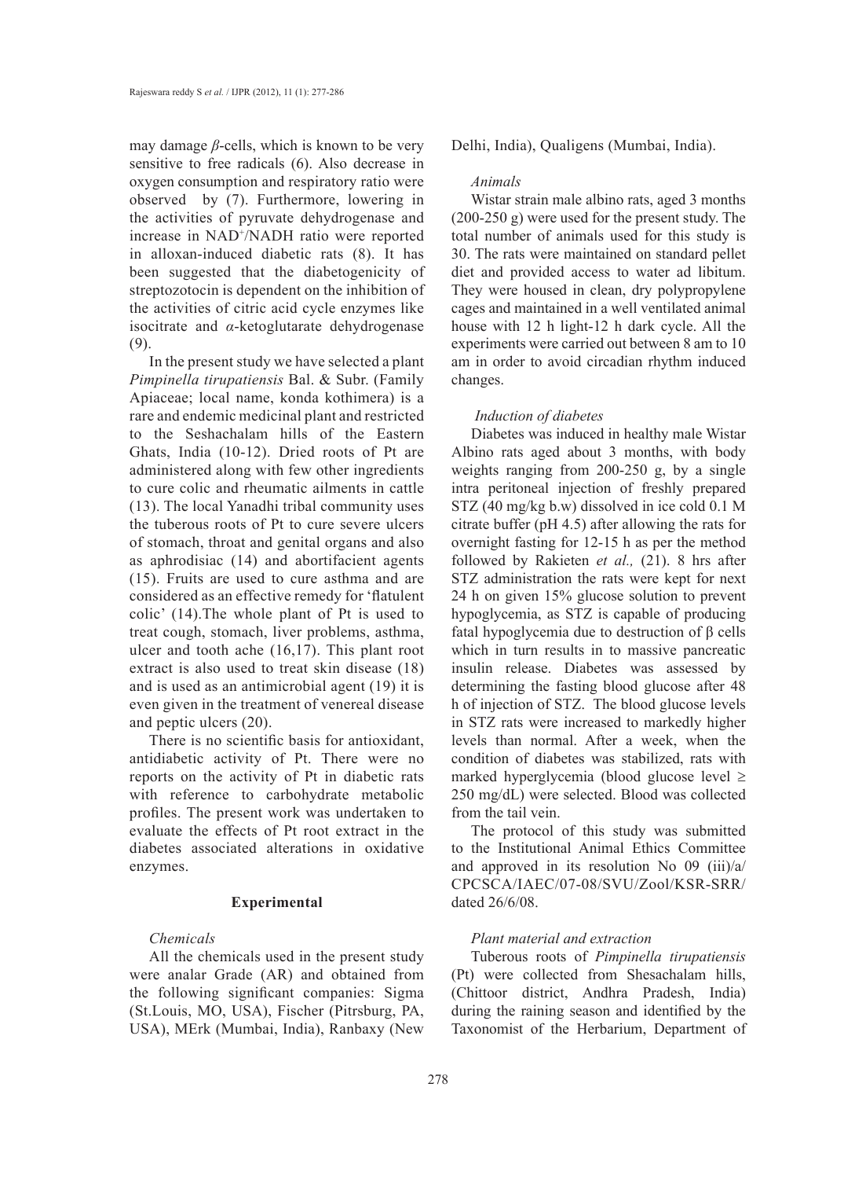may damage $\beta$-cells, which is known to be very sensitive to free radicals (6). Also decrease in oxygen consumption and respiratory ratio were observed by (7). Furthermore, lowering in the activities of pyruvate dehydrogenase and increase in $NAD^+$/NADH ratio were reported in alloxan-induced diabetic rats (8). It has been suggested that the diabetogenicity of streptozotocin is dependent on the inhibition of the activities of citric acid cycle enzymes like isocitrate and $\alpha$-ketoglutarate dehydrogenase (9).

In the present study we have selected a plant *Pimpinella tirupatiensis* Bal. & Subr. (Family Apiaceae; local name, konda kothimera) is a rare and endemic medicinal plant and restricted to the Seshachalam hills of the Eastern Ghats, India (10-12). Dried roots of Pt are administered along with few other ingredients to cure colic and rheumatic ailments in cattle (13). The local Yanadhi tribal community uses the tuberous roots of Pt to cure severe ulcers of stomach, throat and genital organs and also as aphrodisiac (14) and abortifacient agents (15). Fruits are used to cure asthma and are considered as an effective remedy for 'flatulent colic' (14).The whole plant of Pt is used to treat cough, stomach, liver problems, asthma, ulcer and tooth ache (16,17). This plant root extract is also used to treat skin disease (18) and is used as an antimicrobial agent (19) it is even given in the treatment of venereal disease and peptic ulcers (20).

There is no scientific basis for antioxidant, antidiabetic activity of Pt. There were no reports on the activity of Pt in diabetic rats with reference to carbohydrate metabolic profiles. The present work was undertaken to evaluate the effects of Pt root extract in the diabetes associated alterations in oxidative enzymes.

## Experimental

### *Chemicals*

All the chemicals used in the present study were analar Grade (AR) and obtained from the following significant companies: Sigma (St.Louis, MO, USA), Fischer (Pitrsburg, PA, USA), MErk (Mumbai, India), Ranbaxy (New Delhi, India), Qualigens (Mumbai, India).

### *Animals*

Wistar strain male albino rats, aged 3 months (200-250 g) were used for the present study. The total number of animals used for this study is 30. The rats were maintained on standard pellet diet and provided access to water ad libitum. They were housed in clean, dry polypropylene cages and maintained in a well ventilated animal house with 12 h light-12 h dark cycle. All the experiments were carried out between 8 am to 10 am in order to avoid circadian rhythm induced changes.

### *Induction of diabetes*

Diabetes was induced in healthy male Wistar Albino rats aged about 3 months, with body weights ranging from 200-250 g, by a single intra peritoneal injection of freshly prepared STZ (40 mg/kg b.w) dissolved in ice cold 0.1 M citrate buffer (pH 4.5) after allowing the rats for overnight fasting for 12-15 h as per the method followed by Rakieten *et al.,* (21). 8 hrs after STZ administration the rats were kept for next 24 h on given 15% glucose solution to prevent hypoglycemia, as STZ is capable of producing fatal hypoglycemia due to destruction of β cells which in turn results in to massive pancreatic insulin release. Diabetes was assessed by determining the fasting blood glucose after 48 h of injection of STZ. The blood glucose levels in STZ rats were increased to markedly higher levels than normal. After a week, when the condition of diabetes was stabilized, rats with marked hyperglycemia (blood glucose level ≥ 250 mg/dL) were selected. Blood was collected from the tail vein.

The protocol of this study was submitted to the Institutional Animal Ethics Committee and approved in its resolution No 09 (iii)/a/CPCSCA/IAEC/07-08/SVU/Zool/KSR-SRR/ dated 26/6/08.

### *Plant material and extraction*

Tuberous roots of *Pimpinella tirupatiensis* (Pt) were collected from Shesachalam hills, (Chittoor district, Andhra Pradesh, India) during the raining season and identified by the Taxonomist of the Herbarium, Department of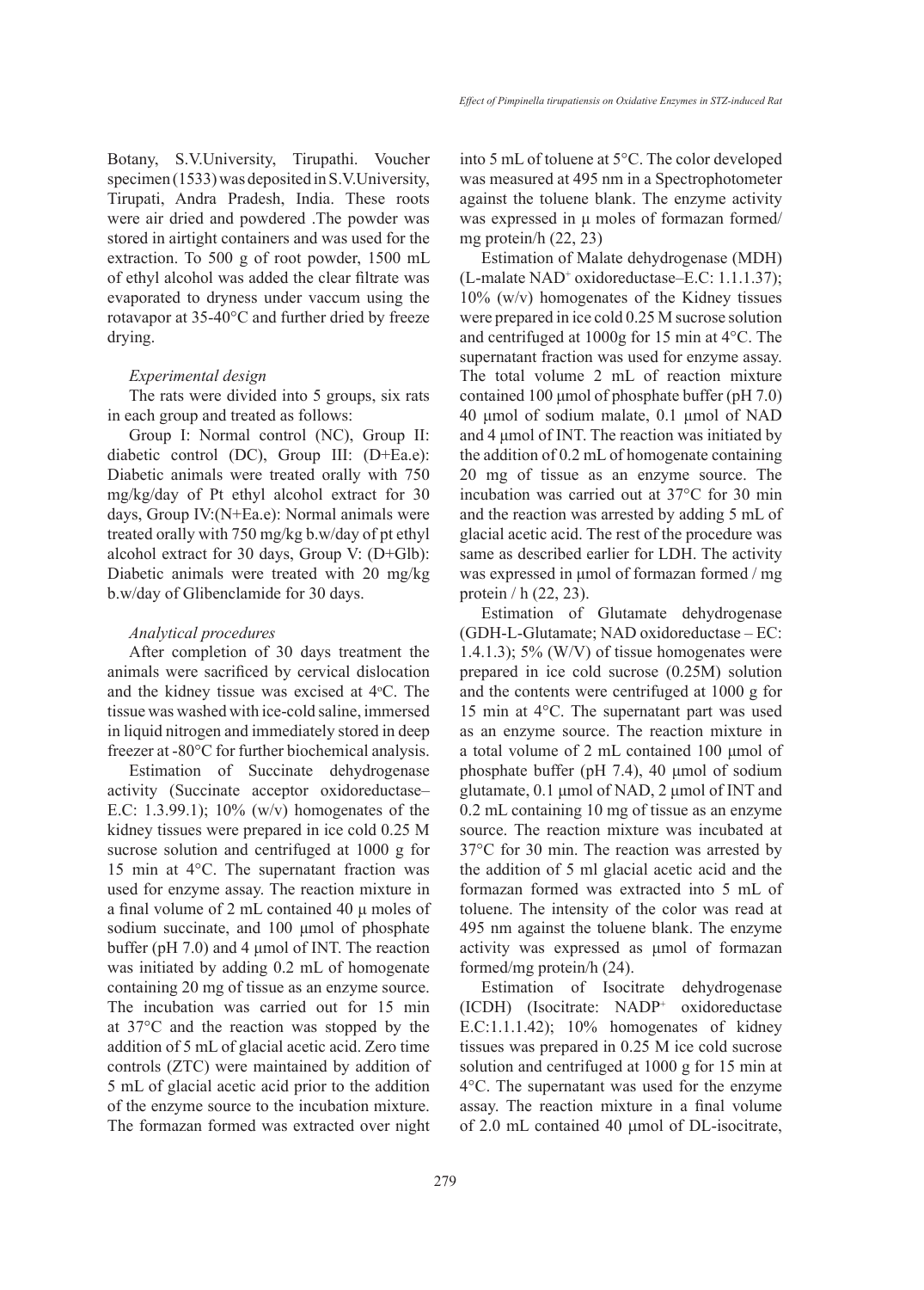Botany, S.V.University, Tirupathi. Voucher specimen (1533) was deposited in S.V.University, Tirupati, Andra Pradesh, India. These roots were air dried and powdered .The powder was stored in airtight containers and was used for the extraction. To 500 g of root powder, 1500 mL of ethyl alcohol was added the clear filtrate was evaporated to dryness under vaccum using the rotavapor at 35-40°C and further dried by freeze drying.

*Experimental design*

The rats were divided into 5 groups, six rats in each group and treated as follows:

Group I: Normal control (NC), Group II: diabetic control (DC), Group III: (D+Ea.e): Diabetic animals were treated orally with 750 mg/kg/day of Pt ethyl alcohol extract for 30 days, Group IV:(N+Ea.e): Normal animals were treated orally with 750 mg/kg b.w/day of pt ethyl alcohol extract for 30 days, Group V: (D+Glb): Diabetic animals were treated with 20 mg/kg b.w/day of Glibenclamide for 30 days.

*Analytical procedures*

After completion of 30 days treatment the animals were sacrificed by cervical dislocation and the kidney tissue was excised at 4°C. The tissue was washed with ice-cold saline, immersed in liquid nitrogen and immediately stored in deep freezer at -80°C for further biochemical analysis.

Estimation of Succinate dehydrogenase activity (Succinate acceptor oxidoreductase– E.C: 1.3.99.1); 10% (w/v) homogenates of the kidney tissues were prepared in ice cold 0.25 M sucrose solution and centrifuged at 1000 g for 15 min at 4°C. The supernatant fraction was used for enzyme assay. The reaction mixture in a final volume of 2 mL contained 40 µ moles of sodium succinate, and 100 µmol of phosphate buffer (pH 7.0) and 4 µmol of INT. The reaction was initiated by adding 0.2 mL of homogenate containing 20 mg of tissue as an enzyme source. The incubation was carried out for 15 min at 37°C and the reaction was stopped by the addition of 5 mL of glacial acetic acid. Zero time controls (ZTC) were maintained by addition of 5 mL of glacial acetic acid prior to the addition of the enzyme source to the incubation mixture. The formazan formed was extracted over night into 5 mL of toluene at 5°C. The color developed was measured at 495 nm in a Spectrophotometer against the toluene blank. The enzyme activity was expressed in µ moles of formazan formed/ mg protein/h (22, 23)

Estimation of Malate dehydrogenase (MDH) (L-malate $NAD^+$ oxidoreductase–E.C: 1.1.1.37); 10% (w/v) homogenates of the Kidney tissues were prepared in ice cold 0.25 M sucrose solution and centrifuged at 1000g for 15 min at 4°C. The supernatant fraction was used for enzyme assay. The total volume 2 mL of reaction mixture contained 100 µmol of phosphate buffer (pH 7.0) 40 µmol of sodium malate, 0.1 µmol of NAD and 4 µmol of INT. The reaction was initiated by the addition of 0.2 mL of homogenate containing 20 mg of tissue as an enzyme source. The incubation was carried out at 37°C for 30 min and the reaction was arrested by adding 5 mL of glacial acetic acid. The rest of the procedure was same as described earlier for LDH. The activity was expressed in µmol of formazan formed / mg protein / h (22, 23).

Estimation of Glutamate dehydrogenase (GDH-L-Glutamate; NAD oxidoreductase – EC: 1.4.1.3); 5% (W/V) of tissue homogenates were prepared in ice cold sucrose (0.25M) solution and the contents were centrifuged at 1000 g for 15 min at 4°C. The supernatant part was used as an enzyme source. The reaction mixture in a total volume of 2 mL contained 100 µmol of phosphate buffer (pH 7.4), 40 µmol of sodium glutamate, 0.1 µmol of NAD, 2 µmol of INT and 0.2 mL containing 10 mg of tissue as an enzyme source. The reaction mixture was incubated at 37°C for 30 min. The reaction was arrested by the addition of 5 ml glacial acetic acid and the formazan formed was extracted into 5 mL of toluene. The intensity of the color was read at 495 nm against the toluene blank. The enzyme activity was expressed as µmol of formazan formed/mg protein/h (24).

Estimation of Isocitrate dehydrogenase (ICDH) (Isocitrate: $NADP^+$ oxidoreductase E.C:1.1.1.42); 10% homogenates of kidney tissues was prepared in 0.25 M ice cold sucrose solution and centrifuged at 1000 g for 15 min at 4°C. The supernatant was used for the enzyme assay. The reaction mixture in a final volume of 2.0 mL contained 40 µmol of DL-isocitrate,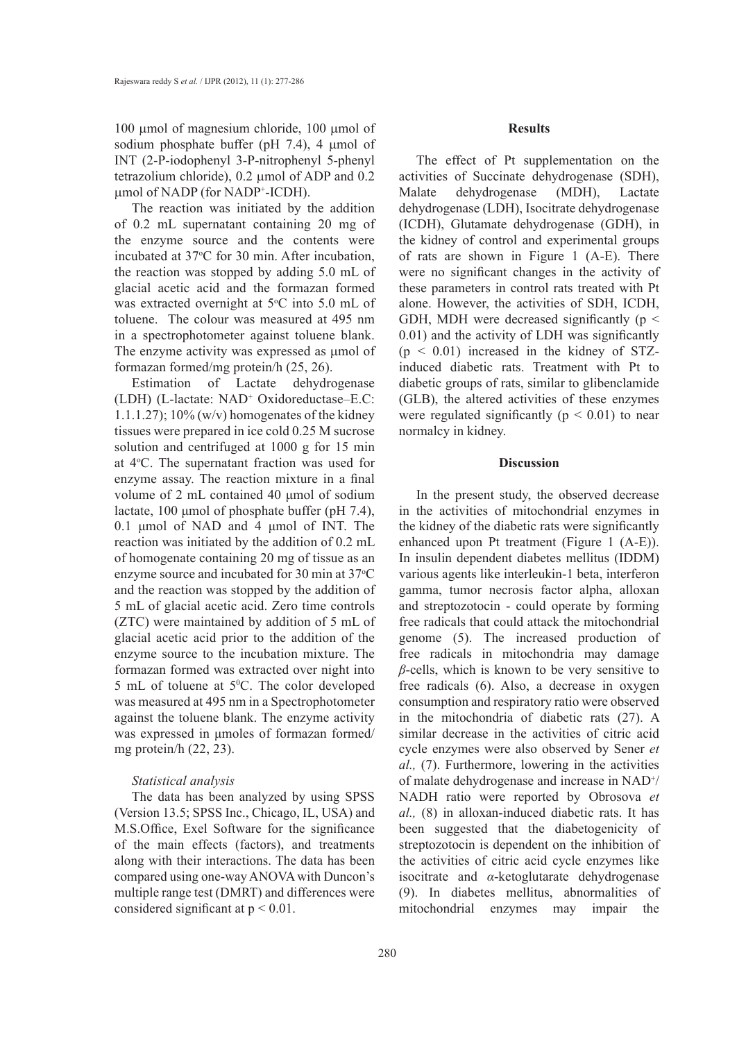100 µmol of magnesium chloride, 100 µmol of sodium phosphate buffer (pH 7.4), 4 µmol of INT (2-P-iodophenyl 3-P-nitrophenyl 5-phenyl tetrazolium chloride), 0.2 µmol of ADP and 0.2 µmol of NADP (for $NADP^+$-ICDH).

The reaction was initiated by the addition of 0.2 mL supernatant containing 20 mg of the enzyme source and the contents were incubated at 37°C for 30 min. After incubation, the reaction was stopped by adding 5.0 mL of glacial acetic acid and the formazan formed was extracted overnight at 5°C into 5.0 mL of toluene. The colour was measured at 495 nm in a spectrophotometer against toluene blank. The enzyme activity was expressed as µmol of formazan formed/mg protein/h (25, 26).

Estimation of Lactate dehydrogenase (LDH) (L-lactate: $NAD^+$ Oxidoreductase–E.C: 1.1.1.27); 10% (w/v) homogenates of the kidney tissues were prepared in ice cold 0.25 M sucrose solution and centrifuged at 1000 g for 15 min at 4°C. The supernatant fraction was used for enzyme assay. The reaction mixture in a final volume of 2 mL contained 40 µmol of sodium lactate, 100 µmol of phosphate buffer (pH 7.4), 0.1 µmol of NAD and 4 µmol of INT. The reaction was initiated by the addition of 0.2 mL of homogenate containing 20 mg of tissue as an enzyme source and incubated for 30 min at 37°C and the reaction was stopped by the addition of 5 mL of glacial acetic acid. Zero time controls (ZTC) were maintained by addition of 5 mL of glacial acetic acid prior to the addition of the enzyme source to the incubation mixture. The formazan formed was extracted over night into 5 mL of toluene at 5⁰C. The color developed was measured at 495 nm in a Spectrophotometer against the toluene blank. The enzyme activity was expressed in µmoles of formazan formed/ mg protein/h (22, 23).

### *Statistical analysis*

The data has been analyzed by using SPSS (Version 13.5; SPSS Inc., Chicago, IL, USA) and M.S.Office, Exel Software for the significance of the main effects (factors), and treatments along with their interactions. The data has been compared using one-way ANOVA with Duncon's multiple range test (DMRT) and differences were considered significant at $p < 0.01$.

## Results

The effect of Pt supplementation on the activities of Succinate dehydrogenase (SDH), Malate dehydrogenase (MDH), Lactate dehydrogenase (LDH), Isocitrate dehydrogenase (ICDH), Glutamate dehydrogenase (GDH), in the kidney of control and experimental groups of rats are shown in Figure 1 (A-E). There were no significant changes in the activity of these parameters in control rats treated with Pt alone. However, the activities of SDH, ICDH, GDH, MDH were decreased significantly ($p < 0.01$) and the activity of LDH was significantly ($p < 0.01$) increased in the kidney of STZ-induced diabetic rats. Treatment with Pt to diabetic groups of rats, similar to glibenclamide (GLB), the altered activities of these enzymes were regulated significantly ($p < 0.01$) to near normalcy in kidney.

## Discussion

In the present study, the observed decrease in the activities of mitochondrial enzymes in the kidney of the diabetic rats were significantly enhanced upon Pt treatment (Figure 1 (A-E)). In insulin dependent diabetes mellitus (IDDM) various agents like interleukin-1 beta, interferon gamma, tumor necrosis factor alpha, alloxan and streptozotocin - could operate by forming free radicals that could attack the mitochondrial genome (5). The increased production of free radicals in mitochondria may damage *β*-cells, which is known to be very sensitive to free radicals (6). Also, a decrease in oxygen consumption and respiratory ratio were observed in the mitochondria of diabetic rats (27). A similar decrease in the activities of citric acid cycle enzymes were also observed by Sener *et al.,* (7). Furthermore, lowering in the activities of malate dehydrogenase and increase in $NAD^+$/NADH ratio were reported by Obrosova *et al.,* (8) in alloxan-induced diabetic rats. It has been suggested that the diabetogenicity of streptozotocin is dependent on the inhibition of the activities of citric acid cycle enzymes like isocitrate and *α*-ketoglutarate dehydrogenase (9). In diabetes mellitus, abnormalities of mitochondrial enzymes may impair the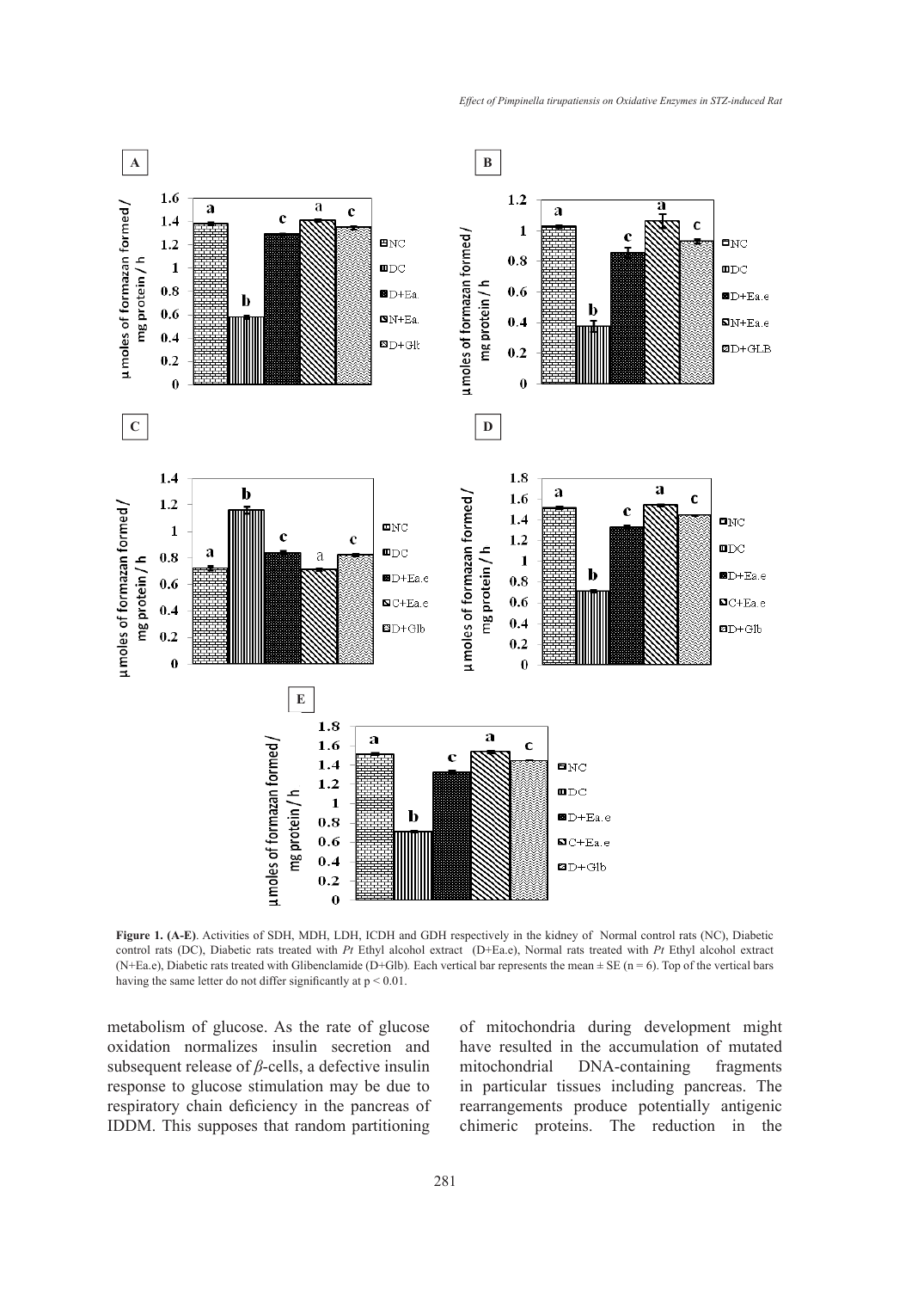**Figure 1. (A-E)**. Activities of SDH, MDH, LDH, ICDH and GDH respectively in the kidney of Normal control rats (NC), Diabetic control rats (DC), Diabetic rats treated with *Pt* Ethyl alcohol extract (D+Ea.e), Normal rats treated with *Pt* Ethyl alcohol extract (N+Ea.e), Diabetic rats treated with Glibenclamide (D+Glb). Each vertical bar represents the mean ± SE (n = 6). Top of the vertical bars having the same letter do not differ significantly at $p < 0.01$.

metabolism of glucose. As the rate of glucose oxidation normalizes insulin secretion and subsequent release of $\beta$-cells, a defective insulin response to glucose stimulation may be due to respiratory chain deficiency in the pancreas of IDDM. This supposes that random partitioning of mitochondria during development might have resulted in the accumulation of mutated mitochondrial DNA-containing fragments in particular tissues including pancreas. The rearrangements produce potentially antigenic chimeric proteins. The reduction in the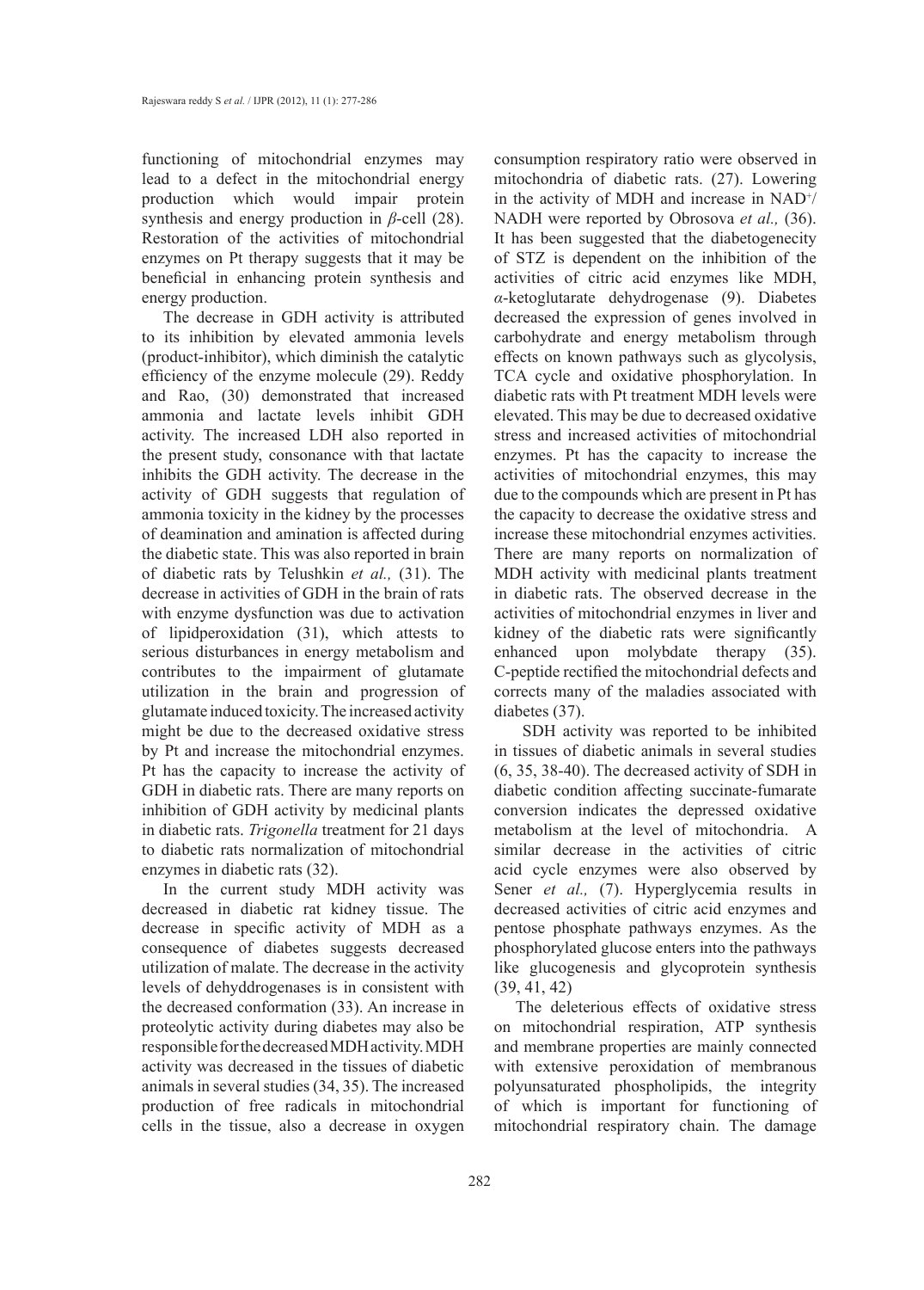functioning of mitochondrial enzymes may lead to a defect in the mitochondrial energy production which would impair protein synthesis and energy production in *β*-cell (28). Restoration of the activities of mitochondrial enzymes on Pt therapy suggests that it may be beneficial in enhancing protein synthesis and energy production.

The decrease in GDH activity is attributed to its inhibition by elevated ammonia levels (product-inhibitor), which diminish the catalytic efficiency of the enzyme molecule (29). Reddy and Rao, (30) demonstrated that increased ammonia and lactate levels inhibit GDH activity. The increased LDH also reported in the present study, consonance with that lactate inhibits the GDH activity. The decrease in the activity of GDH suggests that regulation of ammonia toxicity in the kidney by the processes of deamination and amination is affected during the diabetic state. This was also reported in brain of diabetic rats by Telushkin *et al.,* (31). The decrease in activities of GDH in the brain of rats with enzyme dysfunction was due to activation of lipidperoxidation (31), which attests to serious disturbances in energy metabolism and contributes to the impairment of glutamate utilization in the brain and progression of glutamate induced toxicity. The increased activity might be due to the decreased oxidative stress by Pt and increase the mitochondrial enzymes. Pt has the capacity to increase the activity of GDH in diabetic rats. There are many reports on inhibition of GDH activity by medicinal plants in diabetic rats. *Trigonella* treatment for 21 days to diabetic rats normalization of mitochondrial enzymes in diabetic rats (32).

In the current study MDH activity was decreased in diabetic rat kidney tissue. The decrease in specific activity of MDH as a consequence of diabetes suggests decreased utilization of malate. The decrease in the activity levels of dehyddrogenases is in consistent with the decreased conformation (33). An increase in proteolytic activity during diabetes may also be responsible for the decreased MDH activity. MDH activity was decreased in the tissues of diabetic animals in several studies (34, 35). The increased production of free radicals in mitochondrial cells in the tissue, also a decrease in oxygen consumption respiratory ratio were observed in mitochondria of diabetic rats. (27). Lowering in the activity of MDH and increase in $NAD^+$/NADH were reported by Obrosova *et al.,* (36). It has been suggested that the diabetogenecity of STZ is dependent on the inhibition of the activities of citric acid enzymes like MDH, *α*-ketoglutarate dehydrogenase (9). Diabetes decreased the expression of genes involved in carbohydrate and energy metabolism through effects on known pathways such as glycolysis, TCA cycle and oxidative phosphorylation. In diabetic rats with Pt treatment MDH levels were elevated. This may be due to decreased oxidative stress and increased activities of mitochondrial enzymes. Pt has the capacity to increase the activities of mitochondrial enzymes, this may due to the compounds which are present in Pt has the capacity to decrease the oxidative stress and increase these mitochondrial enzymes activities. There are many reports on normalization of MDH activity with medicinal plants treatment in diabetic rats. The observed decrease in the activities of mitochondrial enzymes in liver and kidney of the diabetic rats were significantly enhanced upon molybdate therapy (35). C-peptide rectified the mitochondrial defects and corrects many of the maladies associated with diabetes (37).

SDH activity was reported to be inhibited in tissues of diabetic animals in several studies (6, 35, 38-40). The decreased activity of SDH in diabetic condition affecting succinate-fumarate conversion indicates the depressed oxidative metabolism at the level of mitochondria. A similar decrease in the activities of citric acid cycle enzymes were also observed by Sener *et al.,* (7). Hyperglycemia results in decreased activities of citric acid enzymes and pentose phosphate pathways enzymes. As the phosphorylated glucose enters into the pathways like glucogenesis and glycoprotein synthesis (39, 41, 42)

The deleterious effects of oxidative stress on mitochondrial respiration, ATP synthesis and membrane properties are mainly connected with extensive peroxidation of membranous polyunsaturated phospholipids, the integrity of which is important for functioning of mitochondrial respiratory chain. The damage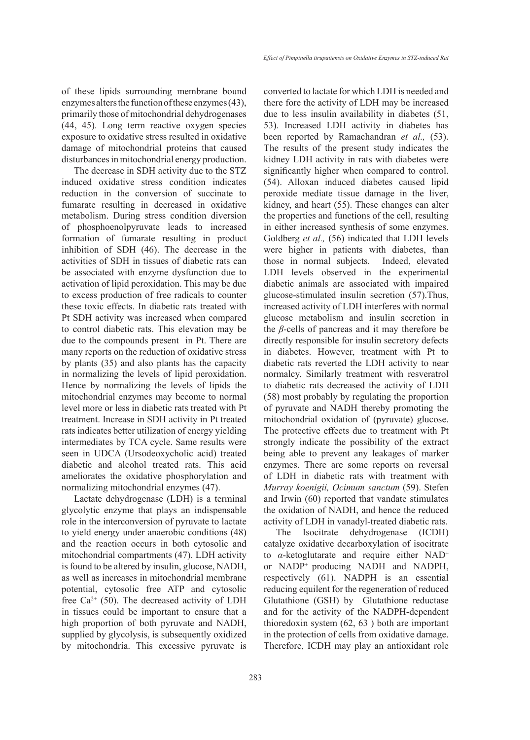of these lipids surrounding membrane bound enzymes alters the function of these enzymes (43), primarily those of mitochondrial dehydrogenases (44, 45). Long term reactive oxygen species exposure to oxidative stress resulted in oxidative damage of mitochondrial proteins that caused disturbances in mitochondrial energy production.

The decrease in SDH activity due to the STZ induced oxidative stress condition indicates reduction in the conversion of succinate to fumarate resulting in decreased in oxidative metabolism. During stress condition diversion of phosphoenolpyruvate leads to increased formation of fumarate resulting in product inhibition of SDH (46). The decrease in the activities of SDH in tissues of diabetic rats can be associated with enzyme dysfunction due to activation of lipid peroxidation. This may be due to excess production of free radicals to counter these toxic effects. In diabetic rats treated with Pt SDH activity was increased when compared to control diabetic rats. This elevation may be due to the compounds present in Pt. There are many reports on the reduction of oxidative stress by plants (35) and also plants has the capacity in normalizing the levels of lipid peroxidation. Hence by normalizing the levels of lipids the mitochondrial enzymes may become to normal level more or less in diabetic rats treated with Pt treatment. Increase in SDH activity in Pt treated rats indicates better utilization of energy yielding intermediates by TCA cycle. Same results were seen in UDCA (Ursodeoxycholic acid) treated diabetic and alcohol treated rats. This acid ameliorates the oxidative phosphorylation and normalizing mitochondrial enzymes (47).

Lactate dehydrogenase (LDH) is a terminal glycolytic enzyme that plays an indispensable role in the interconversion of pyruvate to lactate to yield energy under anaerobic conditions (48) and the reaction occurs in both cytosolic and mitochondrial compartments (47). LDH activity is found to be altered by insulin, glucose, NADH, as well as increases in mitochondrial membrane potential, cytosolic free ATP and cytosolic free $Ca^{2+}$ (50). The decreased activity of LDH in tissues could be important to ensure that a high proportion of both pyruvate and NADH, supplied by glycolysis, is subsequently oxidized by mitochondria. This excessive pyruvate is converted to lactate for which LDH is needed and there fore the activity of LDH may be increased due to less insulin availability in diabetes (51, 53). Increased LDH activity in diabetes has been reported by Ramachandran *et al.,* (53). The results of the present study indicates the kidney LDH activity in rats with diabetes were significantly higher when compared to control. (54). Alloxan induced diabetes caused lipid peroxide mediate tissue damage in the liver, kidney, and heart (55). These changes can alter the properties and functions of the cell, resulting in either increased synthesis of some enzymes. Goldberg *et al.,* (56) indicated that LDH levels were higher in patients with diabetes, than those in normal subjects. Indeed, elevated LDH levels observed in the experimental diabetic animals are associated with impaired glucose-stimulated insulin secretion (57).Thus, increased activity of LDH interferes with normal glucose metabolism and insulin secretion in the *β*-cells of pancreas and it may therefore be directly responsible for insulin secretory defects in diabetes. However, treatment with Pt to diabetic rats reverted the LDH activity to near normalcy. Similarly treatment with resveratrol to diabetic rats decreased the activity of LDH (58) most probably by regulating the proportion of pyruvate and NADH thereby promoting the mitochondrial oxidation of (pyruvate) glucose. The protective effects due to treatment with Pt strongly indicate the possibility of the extract being able to prevent any leakages of marker enzymes. There are some reports on reversal of LDH in diabetic rats with treatment with *Murray koenigii, Ocimum sanctum* (59). Stefen and Irwin (60) reported that vandate stimulates the oxidation of NADH, and hence the reduced activity of LDH in vanadyl-treated diabetic rats.

The Isocitrate dehydrogenase (ICDH) catalyze oxidative decarboxylation of isocitrate to *α*-ketoglutarate and require either $NAD^+$ or $NADP^+$ producing NADH and NADPH, respectively (61). NADPH is an essential reducing equilent for the regeneration of reduced Glutathione (GSH) by Glutathione reductase and for the activity of the NADPH-dependent thioredoxin system (62, 63 ) both are important in the protection of cells from oxidative damage. Therefore, ICDH may play an antioxidant role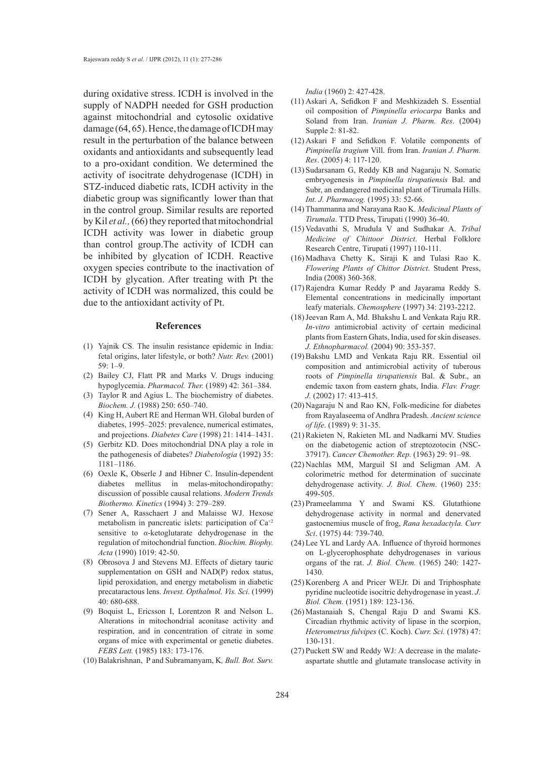during oxidative stress. ICDH is involved in the supply of NADPH needed for GSH production against mitochondrial and cytosolic oxidative damage (64, 65). Hence, the damage of ICDH may result in the perturbation of the balance between oxidants and antioxidants and subsequently lead to a pro-oxidant condition. We determined the activity of isocitrate dehydrogenase (ICDH) in STZ-induced diabetic rats, ICDH activity in the diabetic group was significantly lower than that in the control group. Similar results are reported by Kil *et al.,* (66) they reported that mitochondrial ICDH activity was lower in diabetic group than control group.The activity of ICDH can be inhibited by glycation of ICDH. Reactive oxygen species contribute to the inactivation of ICDH by glycation. After treating with Pt the activity of ICDH was normalized, this could be due to the antioxidant activity of Pt.

## References

(1) Yajnik CS. The insulin resistance epidemic in India: fetal origins, later lifestyle, or both? *Nutr. Rev.* (2001) 59: 1–9.

(2) Bailey CJ, Flatt PR and Marks V. Drugs inducing hypoglycemia. *Pharmacol. Ther.* (1989) 42: 361–384.

(3) Taylor R and Agius L. The biochemistry of diabetes. *Biochem. J.* (1988) 250: 650–740.

(4) King H, Aubert RE and Herman WH. Global burden of diabetes, 1995–2025: prevalence, numerical estimates, and projections. *Diabetes Care* (1998) 21: 1414–1431.

(5) Gerbitz KD. Does mitochondrial DNA play a role in the pathogenesis of diabetes? *Diabetologia* (1992) 35: 1181–1186.

(6) Oexle K, Obserle J and Hibner C. Insulin-dependent diabetes mellitus in melas-mitochondiropathy: discussion of possible causal relations. *Modern Trends Biothermo. Kinetics* (1994) 3: 279–289.

(7) Sener A, Rasschaert J and Malaisse WJ. Hexose metabolism in pancreatic islets: participation of $Ca^{+2}$ sensitive to $\alpha$-ketoglutarate dehydrogenase in the regulation of mitochondrial function. *Biochim. Biophy. Acta* (1990) 1019: 42-50.

(8) Obrosova J and Stevens MJ. Effects of dietary tauric supplementation on GSH and NAD(P) redox status, lipid peroxidation, and energy metabolism in diabetic precataractous lens. *Invest. Opthalmol. Vis. Sci.* (1999) 40: 680-688.

(9) Boquist L, Ericsson I, Lorentzon R and Nelson L. Alterations in mitochondrial aconitase activity and respiration, and in concentration of citrate in some organs of mice with experimental or genetic diabetes. *FEBS Lett.* (1985) 183: 173-176.

(10) Balakrishnan, P and Subramanyam, K*, Bull. Bot. Surv. India* (1960) 2: 427-428.

(11) Askari A, Sefidkon F and Meshkizadeh S. Essential oil composition of *Pimpinella eriocarpa* Banks and Soland from Iran. *Iranian J. Pharm. Res*. (2004) Supple 2: 81-82.

(12) Askari F and Sefidkon F. Volatile components of *Pimpinella tragium* Vill. from Iran. *Iranian J. Pharm. Res*. (2005) 4: 117-120.

(13) Sudarsanam G, Reddy KB and Nagaraju N. Somatic embryogenesis in *Pimpinella tirupatiensis* Bal. and Subr, an endangered medicinal plant of Tirumala Hills. *Int. J. Pharmacog.* (1995) 33: 52-66.

(14) Thammanna and Narayana Rao K. *Medicinal Plants of Tirumala*. TTD Press, Tirupati (1990) 36-40.

(15) Vedavathi S, Mrudula V and Sudhakar A. *Tribal Medicine of Chittoor District*. Herbal Folklore Research Centre, Tirupati (1997) 110-111.

(16) Madhava Chetty K, Siraji K and Tulasi Rao K. *Flowering Plants of Chittor District*. Student Press, India (2008) 360-368.

(17) Rajendra Kumar Reddy P and Jayarama Reddy S. Elemental concentrations in medicinally important leafy materials. *Chemosphere* (1997) 34: 2193-2212.

(18) Jeevan Ram A, Md. Bhakshu L and Venkata Raju RR. *In-vitro* antimicrobial activity of certain medicinal plants from Eastern Ghats, India, used for skin diseases. *J. Ethnopharmacol.* (2004) 90: 353-357.

(19) Bakshu LMD and Venkata Raju RR. Essential oil composition and antimicrobial activity of tuberous roots of *Pimpinella tirupatiensis* Bal. & Subr., an endemic taxon from eastern ghats, India. *Flav. Fragr. J.* (2002) 17: 413-415.

(20) Nagaraju N and Rao KN, Folk-medicine for diabetes from Rayalaseema of Andhra Pradesh. *Ancient science of life*. (1989) 9: 31-35.

(21) Rakieten N, Rakieten ML and Nadkarni MV. Studies on the diabetogenic action of streptozotocin (NSC-37917). *Cancer Chemother. Rep.* (1963) 29: 91–98.

(22) Nachlas MM, Marguil SI and Seligman AM. A colorimetric method for determination of succinate dehydrogenase activity. *J. Biol. Chem*. (1960) 235: 499-505.

(23) Prameelamma Y and Swami KS. Glutathione dehydrogenase activity in normal and denervated gastocnemius muscle of frog, *Rana hexadactyla. Curr Sci*. (1975) 44: 739-740.

(24) Lee YL and Lardy AA. Influence of thyroid hormones on L-glycerophosphate dehydrogenases in various organs of the rat. *J. Biol. Chem.* (1965) 240: 1427-1430.

(25) Korenberg A and Pricer WEJr. Di and Triphosphate pyridine nucleotide isocitric dehydrogenase in yeast. *J. Biol. Chem.* (1951) 189: 123-136.

(26) Mastanaiah S, Chengal Raju D and Swami KS. Circadian rhythmic activity of lipase in the scorpion, *Heterometrus fulvipes* (C. Koch). *Curr. Sci.* (1978) 47: 130-131.

(27) Puckett SW and Reddy WJ: A decrease in the malate-aspartate shuttle and glutamate translocase activity in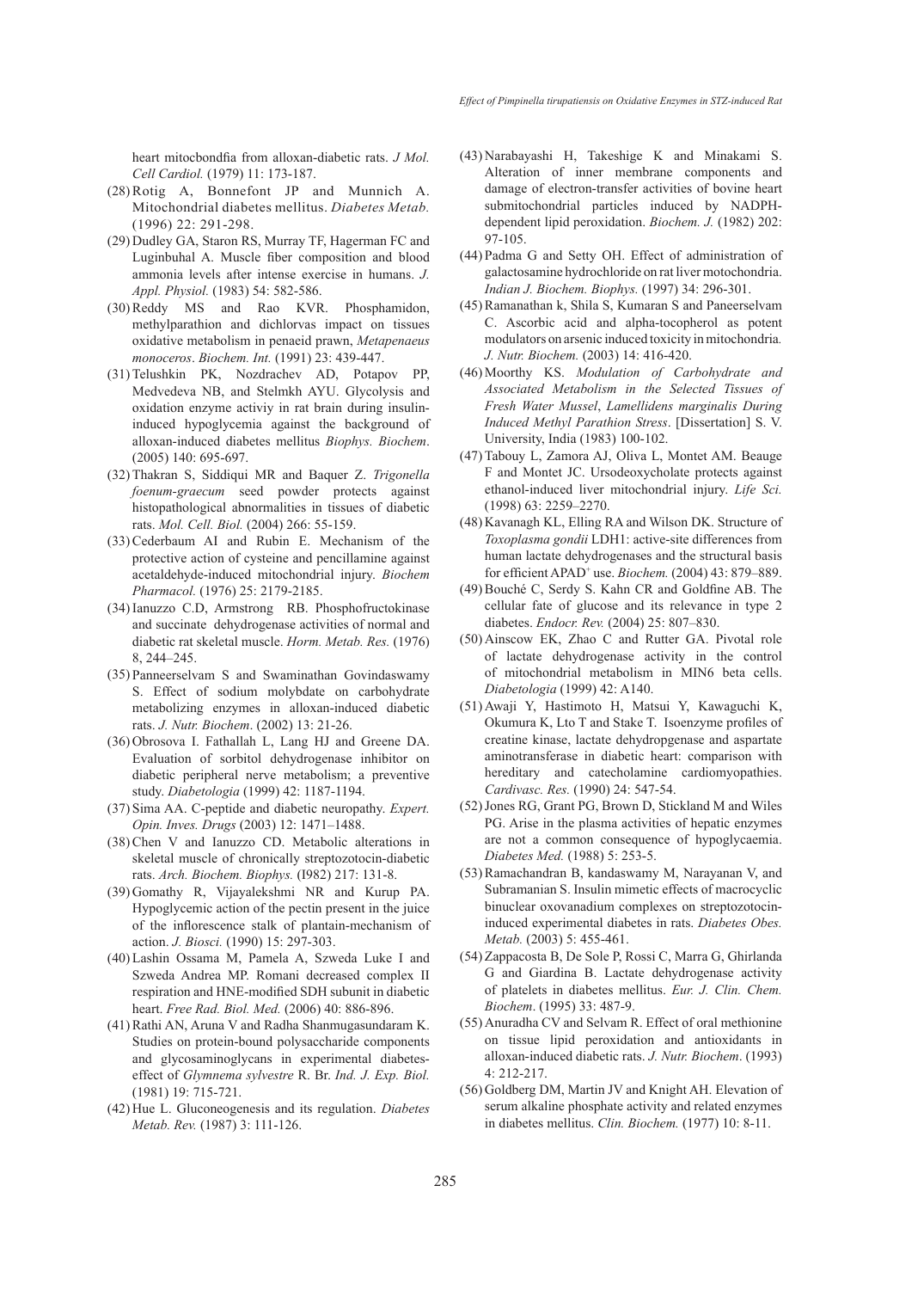heart mitocbondfia from alloxan-diabetic rats. *J Mol. Cell Cardiol.* (1979) 11: 173-187.

(28) Rotig A, Bonnefont JP and Munnich A. Mitochondrial diabetes mellitus. *Diabetes Metab.* (1996) 22: 291-298.

(29) Dudley GA, Staron RS, Murray TF, Hagerman FC and Luginbuhal A. Muscle fiber composition and blood ammonia levels after intense exercise in humans. *J. Appl. Physiol.* (1983) 54: 582-586.

(30) Reddy MS and Rao KVR. Phosphamidon, methylparathion and dichlorvas impact on tissues oxidative metabolism in penaeid prawn, *Metapenaeus monoceros*. *Biochem. Int.* (1991) 23: 439-447.

(31) Telushkin PK, Nozdrachev AD, Potapov PP, Medvedeva NB, and Stelmkh AYU. Glycolysis and oxidation enzyme activiy in rat brain during insulin-induced hypoglycemia against the background of alloxan-induced diabetes mellitus *Biophys. Biochem*. (2005) 140: 695-697.

(32) Thakran S, Siddiqui MR and Baquer Z. *Trigonella foenum-graecum* seed powder protects against histopathological abnormalities in tissues of diabetic rats. *Mol. Cell. Biol.* (2004) 266: 55-159.

(33) Cederbaum AI and Rubin E. Mechanism of the protective action of cysteine and pencillamine against acetaldehyde-induced mitochondrial injury. *Biochem Pharmacol.* (1976) 25: 2179-2185.

(34) Ianuzzo C.D, Armstrong RB. Phosphofructokinase and succinate dehydrogenase activities of normal and diabetic rat skeletal muscle. *Horm. Metab. Res.* (1976) 8, 244–245.

(35) Panneerselvam S and Swaminathan Govindaswamy S. Effect of sodium molybdate on carbohydrate metabolizing enzymes in alloxan-induced diabetic rats. *J. Nutr. Biochem*. (2002) 13: 21-26.

(36) Obrosova I. Fathallah L, Lang HJ and Greene DA. Evaluation of sorbitol dehydrogenase inhibitor on diabetic peripheral nerve metabolism; a preventive study. *Diabetologia* (1999) 42: 1187-1194.

(37) Sima AA. C-peptide and diabetic neuropathy. *Expert. Opin. Inves. Drugs* (2003) 12: 1471–1488.

(38) Chen V and Ianuzzo CD. Metabolic alterations in skeletal muscle of chronically streptozotocin-diabetic rats. *Arch. Biochem. Biophys.* (I982) 217: 131-8.

(39) Gomathy R, Vijayalekshmi NR and Kurup PA. Hypoglycemic action of the pectin present in the juice of the inflorescence stalk of plantain-mechanism of action. *J. Biosci.* (1990) 15: 297-303.

(40) Lashin Ossama M, Pamela A, Szweda Luke I and Szweda Andrea MP. Romani decreased complex II respiration and HNE-modified SDH subunit in diabetic heart. *Free Rad. Biol. Med.* (2006) 40: 886-896.

(41) Rathi AN, Aruna V and Radha Shanmugasundaram K. Studies on protein-bound polysaccharide components and glycosaminoglycans in experimental diabetes-effect of *Glymnema sylvestre* R. Br. *Ind. J. Exp. Biol.* (1981) 19: 715-721.

(42) Hue L. Gluconeogenesis and its regulation. *Diabetes Metab. Rev.* (1987) 3: 111-126.

(43) Narabayashi H, Takeshige K and Minakami S. Alteration of inner membrane components and damage of electron-transfer activities of bovine heart submitochondrial particles induced by NADPH-dependent lipid peroxidation. *Biochem. J.* (1982) 202: 97-105.

(44) Padma G and Setty OH. Effect of administration of galactosamine hydrochloride on rat liver motochondria. *Indian J. Biochem. Biophys.* (1997) 34: 296-301.

(45) Ramanathan k, Shila S, Kumaran S and Paneerselvam C. Ascorbic acid and alpha-tocopherol as potent modulators on arsenic induced toxicity in mitochondria. *J. Nutr. Biochem.* (2003) 14: 416-420.

(46) Moorthy KS. *Modulation of Carbohydrate and Associated Metabolism in the Selected Tissues of Fresh Water Mussel, Lamellidens marginalis During Induced Methyl Parathion Stress*. [Dissertation] S. V. University, India (1983) 100-102.

(47) Tabouy L, Zamora AJ, Oliva L, Montet AM. Beauge F and Montet JC. Ursodeoxycholate protects against ethanol-induced liver mitochondrial injury. *Life Sci.* (1998) 63: 2259–2270.

(48) Kavanagh KL, Elling RA and Wilson DK. Structure of *Toxoplasma gondii* LDH1: active-site differences from human lactate dehydrogenases and the structural basis for efficient APAD$^{+}$ use. *Biochem.* (2004) 43: 879–889.

(49) Bouché C, Serdy S. Kahn CR and Goldfine AB. The cellular fate of glucose and its relevance in type 2 diabetes. *Endocr. Rev.* (2004) 25: 807–830.

(50) Ainscow EK, Zhao C and Rutter GA. Pivotal role of lactate dehydrogenase activity in the control of mitochondrial metabolism in MIN6 beta cells. *Diabetologia* (1999) 42: A140.

(51) Awaji Y, Hastimoto H, Matsui Y, Kawaguchi K, Okumura K, Lto T and Stake T. Isoenzyme profiles of creatine kinase, lactate dehydropgenase and aspartate aminotransferase in diabetic heart: comparison with hereditary and catecholamine cardiomyopathies. *Cardivasc. Res.* (1990) 24: 547-54.

(52) Jones RG, Grant PG, Brown D, Stickland M and Wiles PG. Arise in the plasma activities of hepatic enzymes are not a common consequence of hypoglycaemia. *Diabetes Med.* (1988) 5: 253-5.

(53) Ramachandran B, kandaswamy M, Narayanan V, and Subramanian S. Insulin mimetic effects of macrocyclic binuclear oxovanadium complexes on streptozotocin-induced experimental diabetes in rats. *Diabetes Obes. Metab.* (2003) 5: 455-461.

(54) Zappacosta B, De Sole P, Rossi C, Marra G, Ghirlanda G and Giardina B. Lactate dehydrogenase activity of platelets in diabetes mellitus. *Eur. J. Clin. Chem. Biochem*. (1995) 33: 487-9.

(55) Anuradha CV and Selvam R. Effect of oral methionine on tissue lipid peroxidation and antioxidants in alloxan-induced diabetic rats. *J. Nutr. Biochem*. (1993) 4: 212-217.

(56) Goldberg DM, Martin JV and Knight AH. Elevation of serum alkaline phosphate activity and related enzymes in diabetes mellitus. *Clin. Biochem.* (1977) 10: 8-11.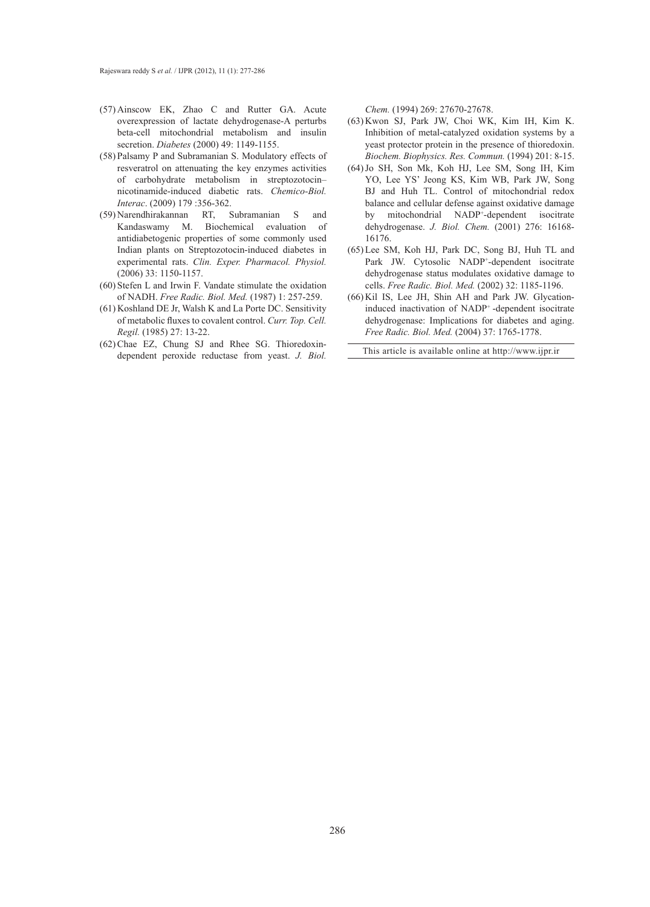(57) Ainscow EK, Zhao C and Rutter GA. Acute overexpression of lactate dehydrogenase-A perturbs beta-cell mitochondrial metabolism and insulin secretion. *Diabetes* (2000) 49: 1149-1155.

(58) Palsamy P and Subramanian S. Modulatory effects of resveratrol on attenuating the key enzymes activities of carbohydrate metabolism in streptozotocin–nicotinamide-induced diabetic rats. *Chemico-Biol. Interac*. (2009) 179 :356-362.

(59) Narendhirakannan RT, Subramanian S and Kandaswamy M. Biochemical evaluation of antidiabetogenic properties of some commonly used Indian plants on Streptozotocin-induced diabetes in experimental rats. *Clin. Exper. Pharmacol. Physiol.* (2006) 33: 1150-1157.

(60) Stefen L and Irwin F. Vandate stimulate the oxidation of NADH. *Free Radic. Biol. Med.* (1987) 1: 257-259.

(61) Koshland DE Jr, Walsh K and La Porte DC. Sensitivity of metabolic fluxes to covalent control. *Curr. Top. Cell. Regil.* (1985) 27: 13-22.

(62) Chae EZ, Chung SJ and Rhee SG. Thioredoxin-dependent peroxide reductase from yeast. *J. Biol. Chem.* (1994) 269: 27670-27678.

(63) Kwon SJ, Park JW, Choi WK, Kim IH, Kim K. Inhibition of metal-catalyzed oxidation systems by a yeast protector protein in the presence of thioredoxin. *Biochem. Biophysics. Res. Commun.* (1994) 201: 8-15.

(64) Jo SH, Son Mk, Koh HJ, Lee SM, Song IH, Kim YO, Lee YS' Jeong KS, Kim WB, Park JW, Song BJ and Huh TL. Control of mitochondrial redox balance and cellular defense against oxidative damage by mitochondrial $NADP^+$-dependent isocitrate dehydrogenase. *J. Biol. Chem.* (2001) 276: 16168-16176.

(65) Lee SM, Koh HJ, Park DC, Song BJ, Huh TL and Park JW. Cytosolic $NADP^+$-dependent isocitrate dehydrogenase status modulates oxidative damage to cells. *Free Radic. Biol. Med.* (2002) 32: 1185-1196.

(66) Kil IS, Lee JH, Shin AH and Park JW. Glycation-induced inactivation of $NADP^+$ -dependent isocitrate dehydrogenase: Implications for diabetes and aging. *Free Radic. Biol. Med.* (2004) 37: 1765-1778.

This article is available online at http://www.ijpr.ir